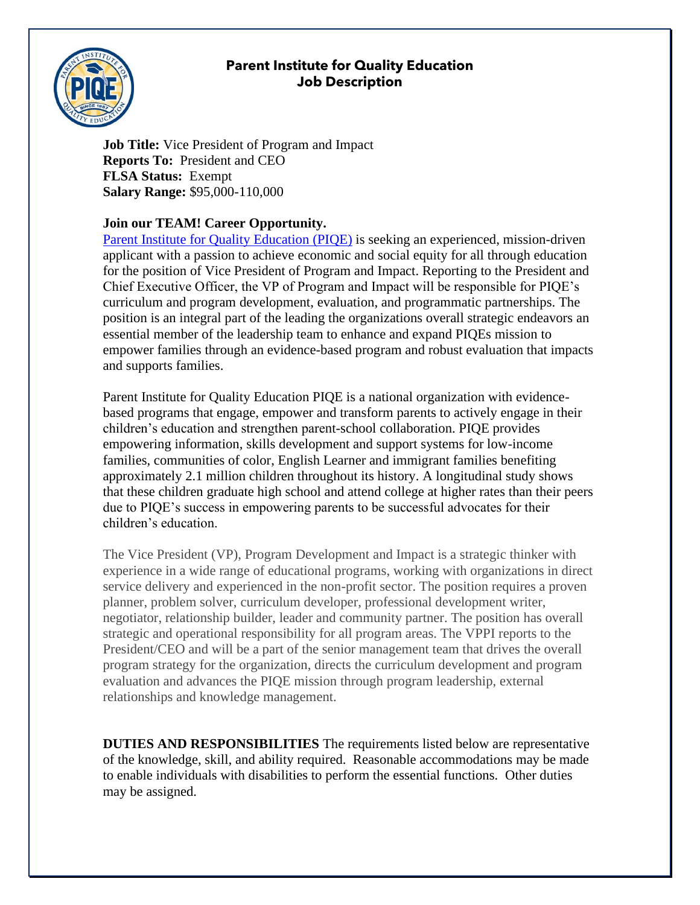# Parent Institute for Quality Education
## Job Description

**Job Title:** Vice President of Program and Impact
**Reports To:** President and CEO
**FLSA Status:** Exempt
**Salary Range:** $95,000-110,000

**Join our TEAM! Career Opportunity.**

Parent Institute for Quality Education (PIQE) is seeking an experienced, mission-driven applicant with a passion to achieve economic and social equity for all through education for the position of Vice President of Program and Impact. Reporting to the President and Chief Executive Officer, the VP of Program and Impact will be responsible for PIQE's curriculum and program development, evaluation, and programmatic partnerships. The position is an integral part of the leading the organizations overall strategic endeavors an essential member of the leadership team to enhance and expand PIQEs mission to empower families through an evidence-based program and robust evaluation that impacts and supports families.

Parent Institute for Quality Education PIQE is a national organization with evidence-based programs that engage, empower and transform parents to actively engage in their children's education and strengthen parent-school collaboration. PIQE provides empowering information, skills development and support systems for low-income families, communities of color, English Learner and immigrant families benefiting approximately 2.1 million children throughout its history. A longitudinal study shows that these children graduate high school and attend college at higher rates than their peers due to PIQE's success in empowering parents to be successful advocates for their children's education.

The Vice President (VP), Program Development and Impact is a strategic thinker with experience in a wide range of educational programs, working with organizations in direct service delivery and experienced in the non-profit sector. The position requires a proven planner, problem solver, curriculum developer, professional development writer, negotiator, relationship builder, leader and community partner. The position has overall strategic and operational responsibility for all program areas. The VPPI reports to the President/CEO and will be a part of the senior management team that drives the overall program strategy for the organization, directs the curriculum development and program evaluation and advances the PIQE mission through program leadership, external relationships and knowledge management.

**DUTIES AND RESPONSIBILITIES** The requirements listed below are representative of the knowledge, skill, and ability required. Reasonable accommodations may be made to enable individuals with disabilities to perform the essential functions. Other duties may be assigned.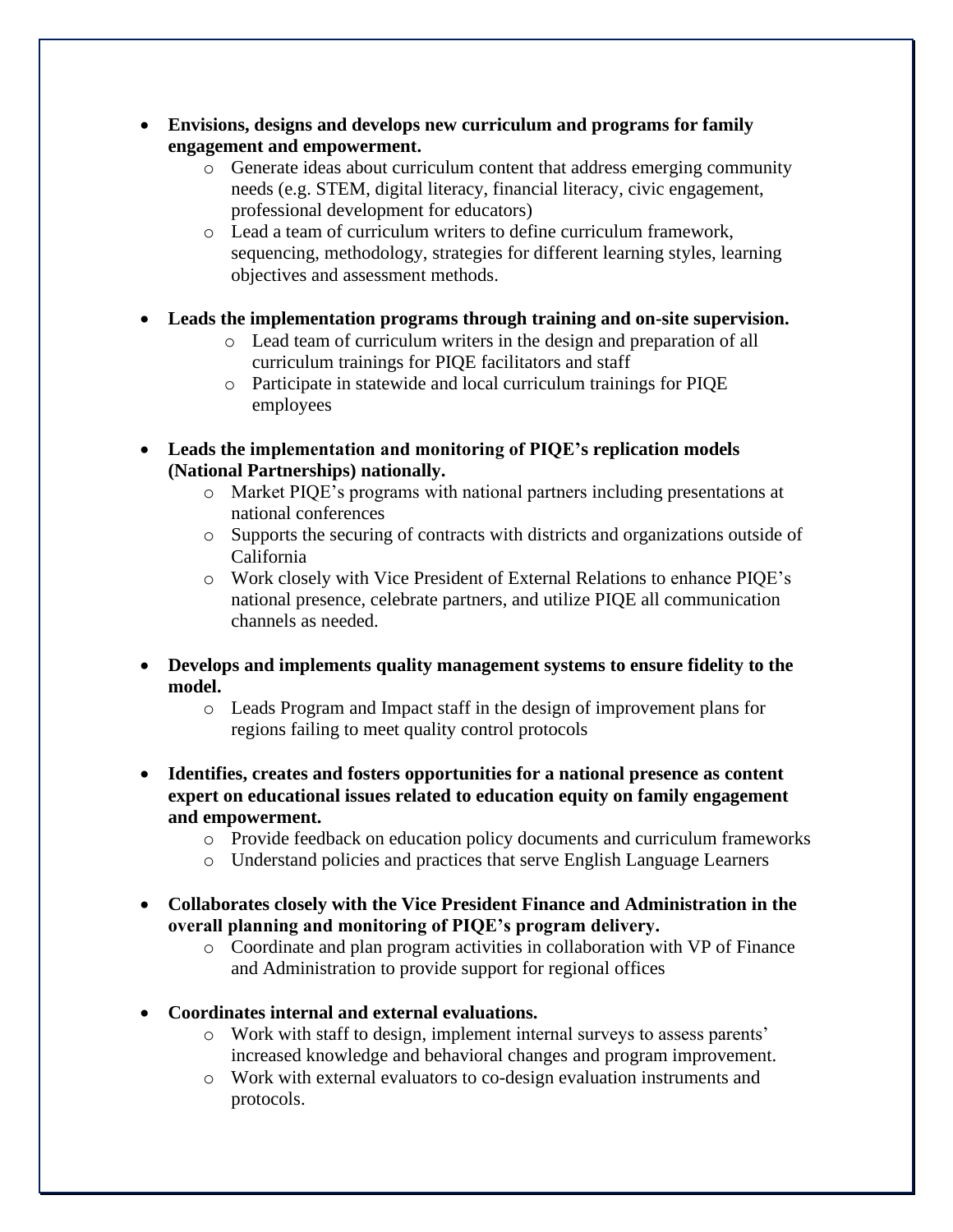- **Envisions, designs and develops new curriculum and programs for family engagement and empowerment.**
    - Generate ideas about curriculum content that address emerging community needs (e.g. STEM, digital literacy, financial literacy, civic engagement, professional development for educators)
    - Lead a team of curriculum writers to define curriculum framework, sequencing, methodology, strategies for different learning styles, learning objectives and assessment methods.

- **Leads the implementation programs through training and on-site supervision.**
    - Lead team of curriculum writers in the design and preparation of all curriculum trainings for PIQE facilitators and staff
    - Participate in statewide and local curriculum trainings for PIQE employees

- **Leads the implementation and monitoring of PIQE's replication models (National Partnerships) nationally.**
    - Market PIQE's programs with national partners including presentations at national conferences
    - Supports the securing of contracts with districts and organizations outside of California
    - Work closely with Vice President of External Relations to enhance PIQE's national presence, celebrate partners, and utilize PIQE all communication channels as needed.

- **Develops and implements quality management systems to ensure fidelity to the model.**
    - Leads Program and Impact staff in the design of improvement plans for regions failing to meet quality control protocols

- **Identifies, creates and fosters opportunities for a national presence as content expert on educational issues related to education equity on family engagement and empowerment.**
    - Provide feedback on education policy documents and curriculum frameworks
    - Understand policies and practices that serve English Language Learners

- **Collaborates closely with the Vice President Finance and Administration in the overall planning and monitoring of PIQE's program delivery.**
    - Coordinate and plan program activities in collaboration with VP of Finance and Administration to provide support for regional offices

- **Coordinates internal and external evaluations.**
    - Work with staff to design, implement internal surveys to assess parents' increased knowledge and behavioral changes and program improvement.
    - Work with external evaluators to co-design evaluation instruments and protocols.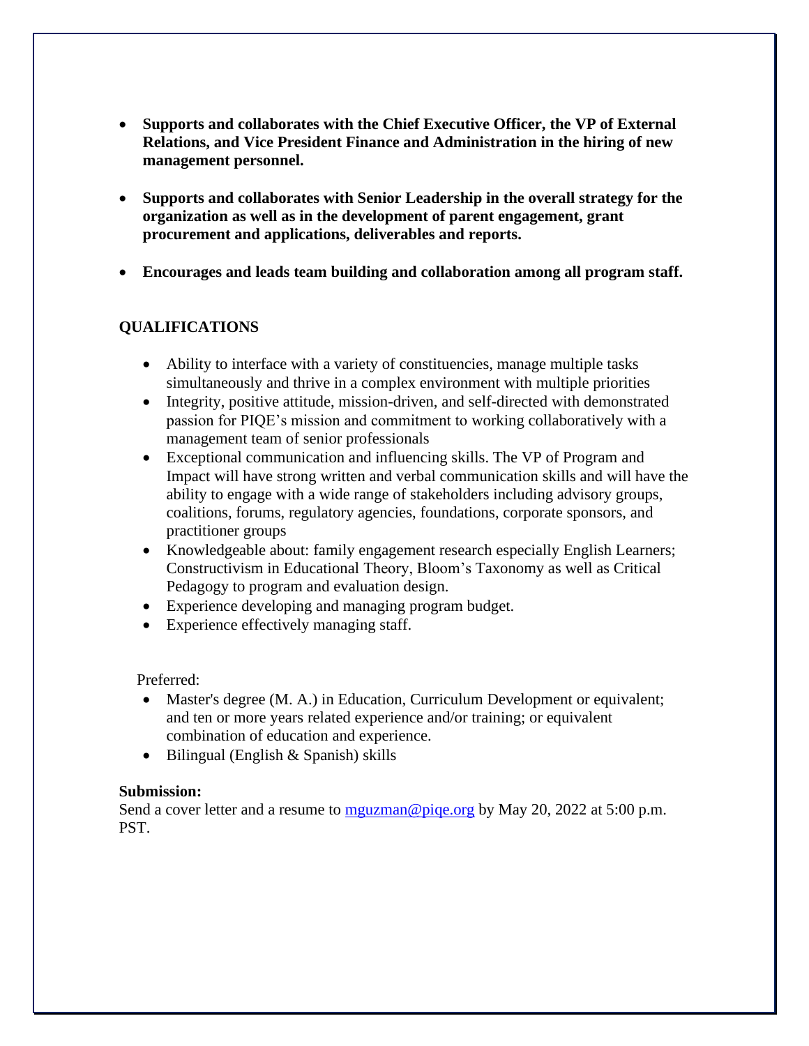- **Supports and collaborates with the Chief Executive Officer, the VP of External Relations, and Vice President Finance and Administration in the hiring of new management personnel.**

- **Supports and collaborates with Senior Leadership in the overall strategy for the organization as well as in the development of parent engagement, grant procurement and applications, deliverables and reports.**

- **Encourages and leads team building and collaboration among all program staff.**

## QUALIFICATIONS

- Ability to interface with a variety of constituencies, manage multiple tasks simultaneously and thrive in a complex environment with multiple priorities
- Integrity, positive attitude, mission-driven, and self-directed with demonstrated passion for PIQE's mission and commitment to working collaboratively with a management team of senior professionals
- Exceptional communication and influencing skills. The VP of Program and Impact will have strong written and verbal communication skills and will have the ability to engage with a wide range of stakeholders including advisory groups, coalitions, forums, regulatory agencies, foundations, corporate sponsors, and practitioner groups
- Knowledgeable about: family engagement research especially English Learners; Constructivism in Educational Theory, Bloom's Taxonomy as well as Critical Pedagogy to program and evaluation design.
- Experience developing and managing program budget.
- Experience effectively managing staff.

Preferred:

- Master's degree (M. A.) in Education, Curriculum Development or equivalent; and ten or more years related experience and/or training; or equivalent combination of education and experience.
- Bilingual (English & Spanish) skills

**Submission:**
Send a cover letter and a resume to mguzman@piqe.org by May 20, 2022 at 5:00 p.m. PST.